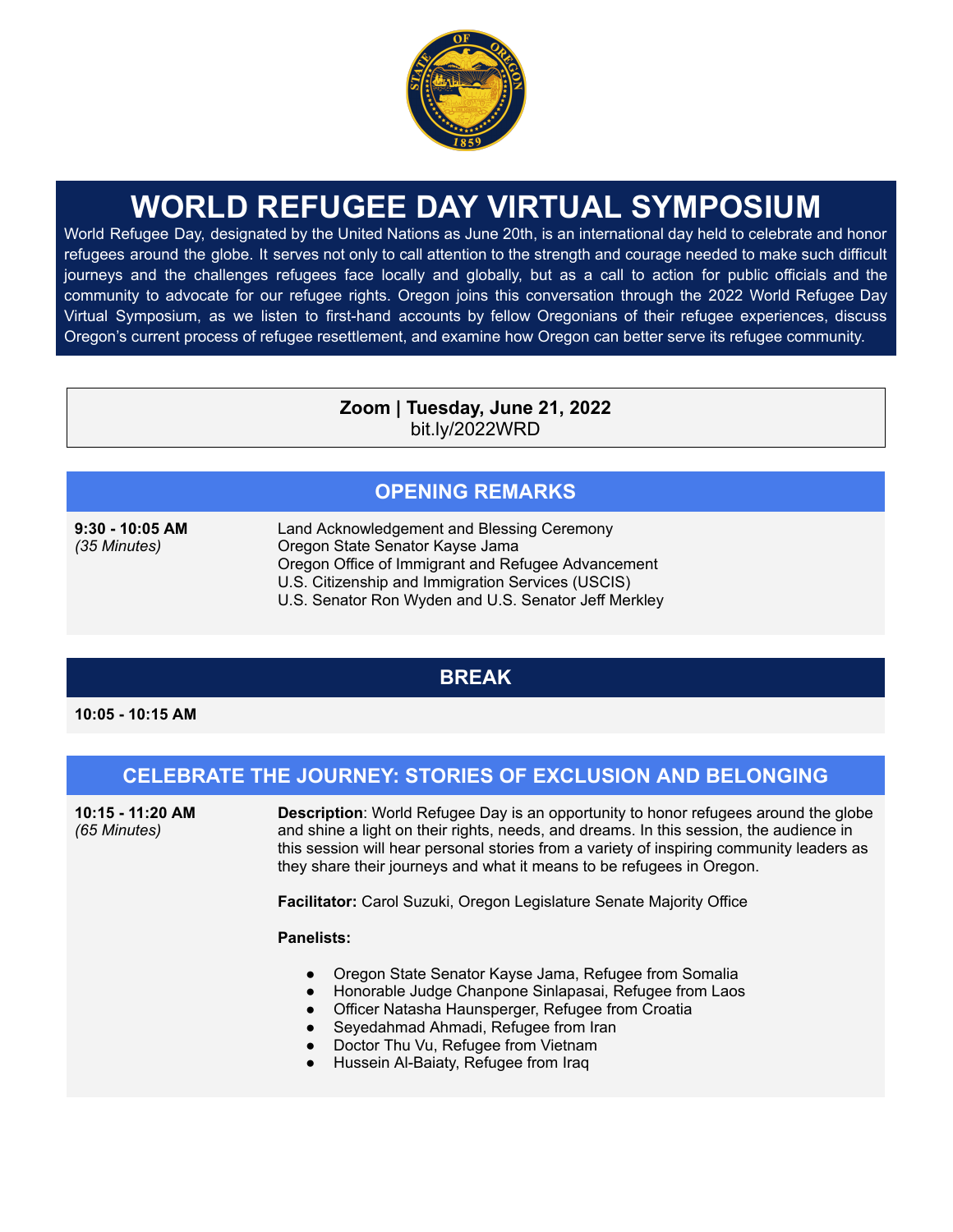# WORLD REFUGEE DAY VIRTUAL SYMPOSIUM

World Refugee Day, designated by the United Nations as June 20th, is an international day held to celebrate and honor refugees around the globe. It serves not only to call attention to the strength and courage needed to make such difficult journeys and the challenges refugees face locally and globally, but as a call to action for public officials and the community to advocate for our refugee rights. Oregon joins this conversation through the 2022 World Refugee Day Virtual Symposium, as we listen to first-hand accounts by fellow Oregonians of their refugee experiences, discuss Oregon's current process of refugee resettlement, and examine how Oregon can better serve its refugee community.

**Zoom | Tuesday, June 21, 2022**
bit.ly/2022WRD

## OPENING REMARKS

**9:30 - 10:05 AM**
*(35 Minutes)*

Land Acknowledgement and Blessing Ceremony
Oregon State Senator Kayse Jama
Oregon Office of Immigrant and Refugee Advancement
U.S. Citizenship and Immigration Services (USCIS)
U.S. Senator Ron Wyden and U.S. Senator Jeff Merkley

## BREAK

**10:05 - 10:15 AM**

## CELEBRATE THE JOURNEY: STORIES OF EXCLUSION AND BELONGING

**10:15 - 11:20 AM**
*(65 Minutes)*

**Description**: World Refugee Day is an opportunity to honor refugees around the globe and shine a light on their rights, needs, and dreams. In this session, the audience in this session will hear personal stories from a variety of inspiring community leaders as they share their journeys and what it means to be refugees in Oregon.

**Facilitator:** Carol Suzuki, Oregon Legislature Senate Majority Office

**Panelists:**

- Oregon State Senator Kayse Jama, Refugee from Somalia
- Honorable Judge Chanpone Sinlapasai, Refugee from Laos
- Officer Natasha Haunsperger, Refugee from Croatia
- Seyedahmad Ahmadi, Refugee from Iran
- Doctor Thu Vu, Refugee from Vietnam
- Hussein Al-Baiaty, Refugee from Iraq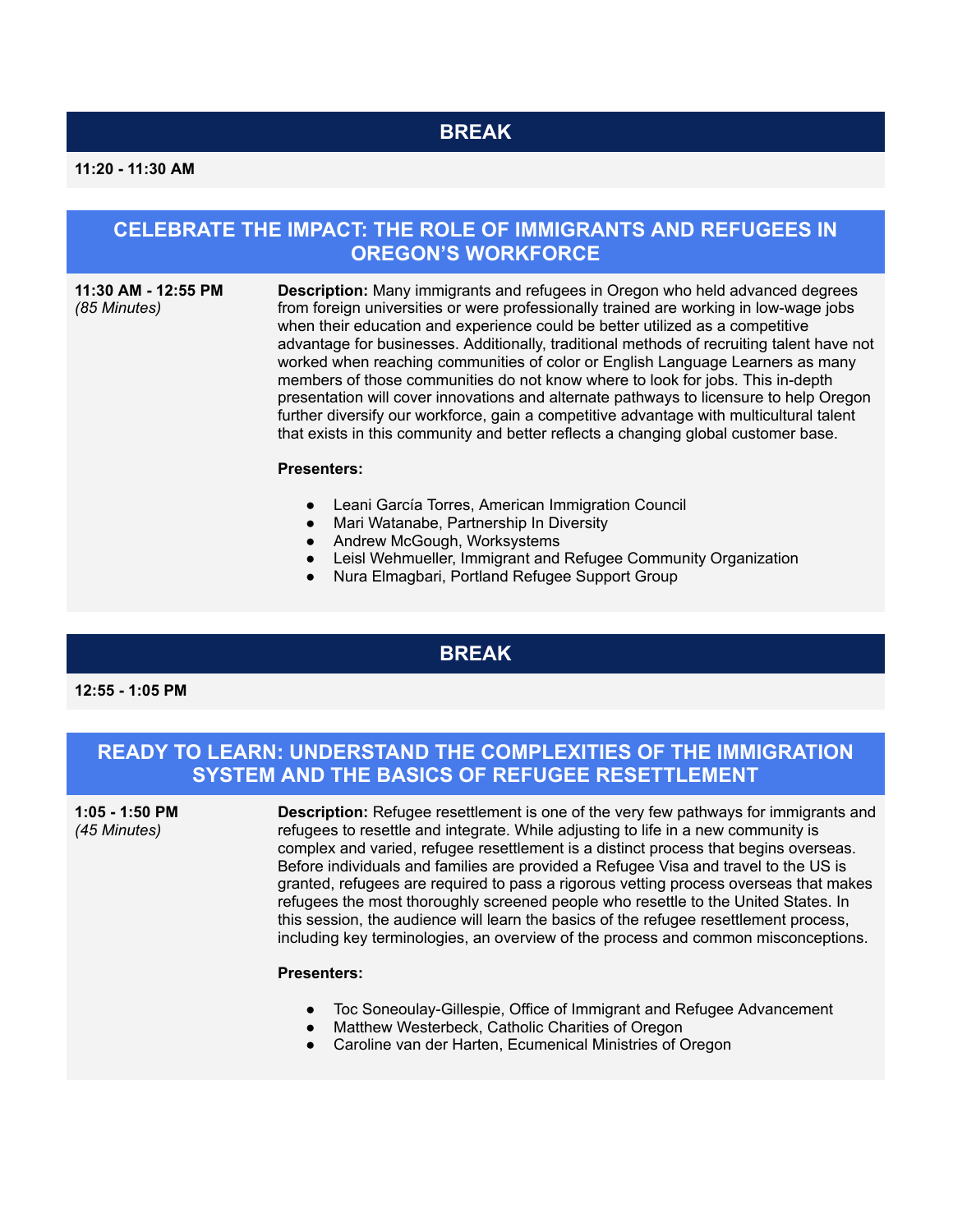## BREAK

**11:20 - 11:30 AM**

## CELEBRATE THE IMPACT: THE ROLE OF IMMIGRANTS AND REFUGEES IN OREGON'S WORKFORCE

**11:30 AM - 12:55 PM**
*(85 Minutes)*

**Description:** Many immigrants and refugees in Oregon who held advanced degrees from foreign universities or were professionally trained are working in low-wage jobs when their education and experience could be better utilized as a competitive advantage for businesses. Additionally, traditional methods of recruiting talent have not worked when reaching communities of color or English Language Learners as many members of those communities do not know where to look for jobs. This in-depth presentation will cover innovations and alternate pathways to licensure to help Oregon further diversify our workforce, gain a competitive advantage with multicultural talent that exists in this community and better reflects a changing global customer base.

**Presenters:**

- Leani García Torres, American Immigration Council
- Mari Watanabe, Partnership In Diversity
- Andrew McGough, Worksystems
- Leisl Wehmueller, Immigrant and Refugee Community Organization
- Nura Elmagbari, Portland Refugee Support Group

## BREAK

**12:55 - 1:05 PM**

## READY TO LEARN: UNDERSTAND THE COMPLEXITIES OF THE IMMIGRATION SYSTEM AND THE BASICS OF REFUGEE RESETTLEMENT

**1:05 - 1:50 PM**
*(45 Minutes)*

**Description:** Refugee resettlement is one of the very few pathways for immigrants and refugees to resettle and integrate. While adjusting to life in a new community is complex and varied, refugee resettlement is a distinct process that begins overseas. Before individuals and families are provided a Refugee Visa and travel to the US is granted, refugees are required to pass a rigorous vetting process overseas that makes refugees the most thoroughly screened people who resettle to the United States. In this session, the audience will learn the basics of the refugee resettlement process, including key terminologies, an overview of the process and common misconceptions.

**Presenters:**

- Toc Soneoulay-Gillespie, Office of Immigrant and Refugee Advancement
- Matthew Westerbeck, Catholic Charities of Oregon
- Caroline van der Harten, Ecumenical Ministries of Oregon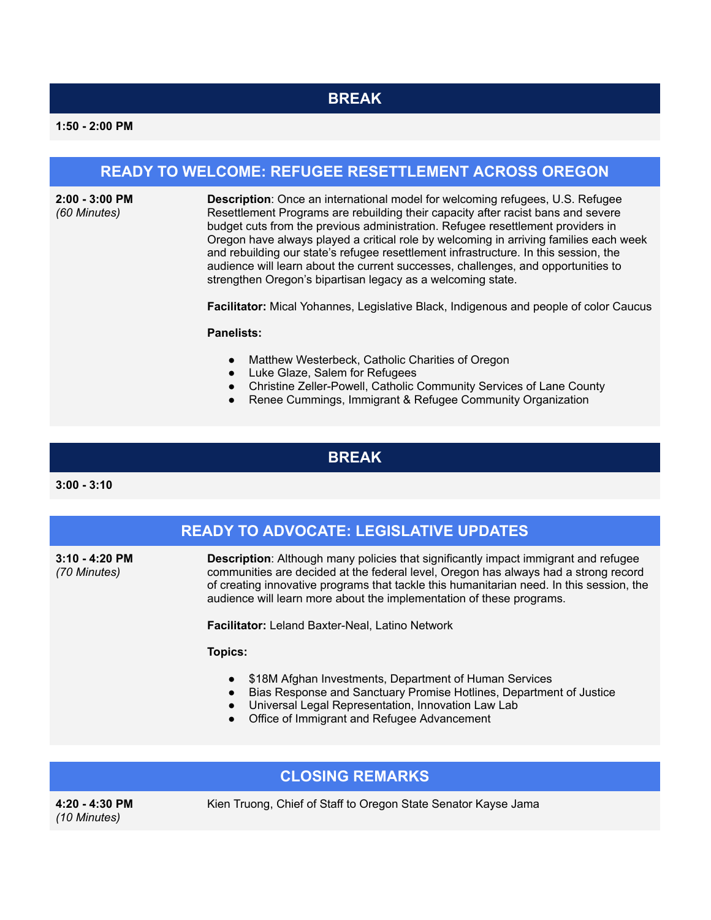## BREAK

**1:50 - 2:00 PM**

## READY TO WELCOME: REFUGEE RESETTLEMENT ACROSS OREGON

**2:00 - 3:00 PM**
*(60 Minutes)*

**Description**: Once an international model for welcoming refugees, U.S. Refugee Resettlement Programs are rebuilding their capacity after racist bans and severe budget cuts from the previous administration. Refugee resettlement providers in Oregon have always played a critical role by welcoming in arriving families each week and rebuilding our state's refugee resettlement infrastructure. In this session, the audience will learn about the current successes, challenges, and opportunities to strengthen Oregon's bipartisan legacy as a welcoming state.

**Facilitator:** Mical Yohannes, Legislative Black, Indigenous and people of color Caucus

**Panelists:**

- Matthew Westerbeck, Catholic Charities of Oregon
- Luke Glaze, Salem for Refugees
- Christine Zeller-Powell, Catholic Community Services of Lane County
- Renee Cummings, Immigrant & Refugee Community Organization

## BREAK

**3:00 - 3:10**

## READY TO ADVOCATE: LEGISLATIVE UPDATES

**3:10 - 4:20 PM**
*(70 Minutes)*

**Description**: Although many policies that significantly impact immigrant and refugee communities are decided at the federal level, Oregon has always had a strong record of creating innovative programs that tackle this humanitarian need. In this session, the audience will learn more about the implementation of these programs.

**Facilitator:** Leland Baxter-Neal, Latino Network

**Topics:**

- $18M Afghan Investments, Department of Human Services
- Bias Response and Sanctuary Promise Hotlines, Department of Justice
- Universal Legal Representation, Innovation Law Lab
- Office of Immigrant and Refugee Advancement

## CLOSING REMARKS

**4:20 - 4:30 PM**
*(10 Minutes)*

Kien Truong, Chief of Staff to Oregon State Senator Kayse Jama